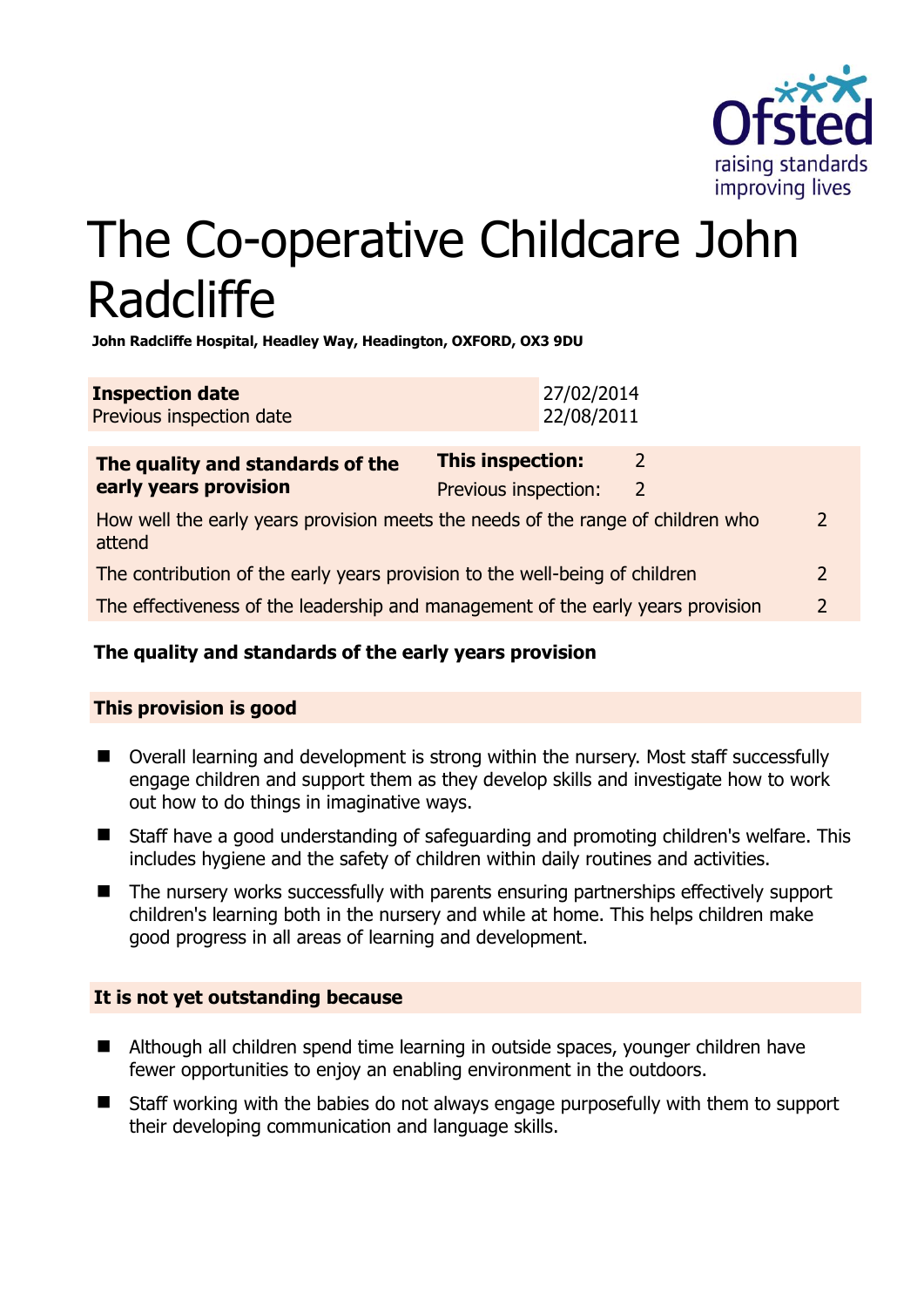# The Co-operative Childcare John Radcliffe

**John Radcliffe Hospital, Headley Way, Headington, OXFORD, OX3 9DU**

| **Inspection date** | 27/02/2014 |
|---|---|
| Previous inspection date | 22/08/2011 |

| **The quality and standards of the early years provision** | **This inspection:** | 2 |
|---|---|---|
| | Previous inspection: | 2 |
| How well the early years provision meets the needs of the range of children who attend | | 2 |
| The contribution of the early years provision to the well-being of children | | 2 |
| The effectiveness of the leadership and management of the early years provision | | 2 |

## The quality and standards of the early years provision

### This provision is good

- Overall learning and development is strong within the nursery. Most staff successfully engage children and support them as they develop skills and investigate how to work out how to do things in imaginative ways.
- Staff have a good understanding of safeguarding and promoting children's welfare. This includes hygiene and the safety of children within daily routines and activities.
- The nursery works successfully with parents ensuring partnerships effectively support children's learning both in the nursery and while at home. This helps children make good progress in all areas of learning and development.

### It is not yet outstanding because

- Although all children spend time learning in outside spaces, younger children have fewer opportunities to enjoy an enabling environment in the outdoors.
- Staff working with the babies do not always engage purposefully with them to support their developing communication and language skills.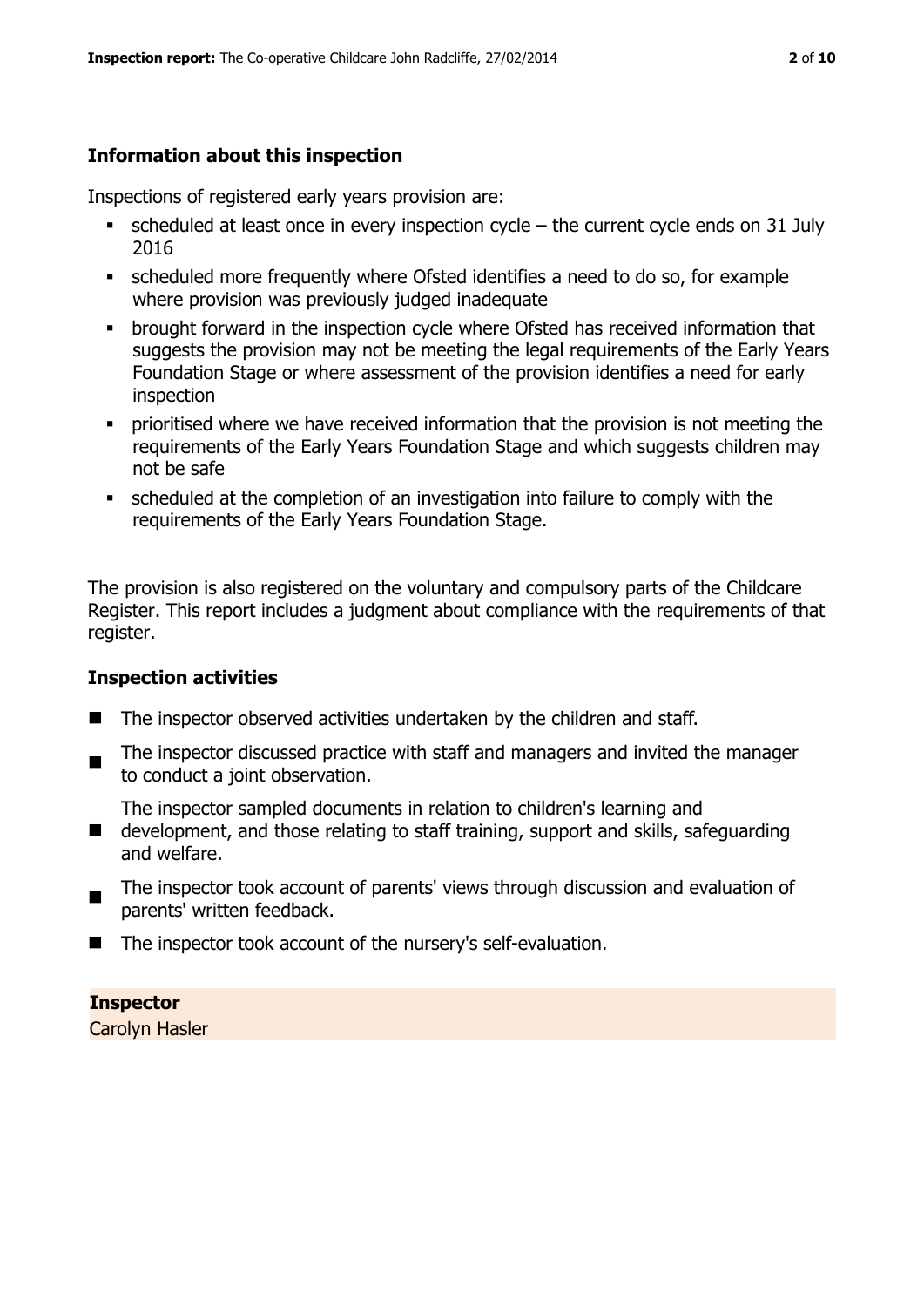### Information about this inspection

Inspections of registered early years provision are:

- scheduled at least once in every inspection cycle – the current cycle ends on 31 July 2016
- scheduled more frequently where Ofsted identifies a need to do so, for example where provision was previously judged inadequate
- brought forward in the inspection cycle where Ofsted has received information that suggests the provision may not be meeting the legal requirements of the Early Years Foundation Stage or where assessment of the provision identifies a need for early inspection
- prioritised where we have received information that the provision is not meeting the requirements of the Early Years Foundation Stage and which suggests children may not be safe
- scheduled at the completion of an investigation into failure to comply with the requirements of the Early Years Foundation Stage.

The provision is also registered on the voluntary and compulsory parts of the Childcare Register. This report includes a judgment about compliance with the requirements of that register.

### Inspection activities

- The inspector observed activities undertaken by the children and staff.
- The inspector discussed practice with staff and managers and invited the manager to conduct a joint observation.
- The inspector sampled documents in relation to children's learning and development, and those relating to staff training, support and skills, safeguarding and welfare.
- The inspector took account of parents' views through discussion and evaluation of parents' written feedback.
- The inspector took account of the nursery's self-evaluation.

**Inspector**
Carolyn Hasler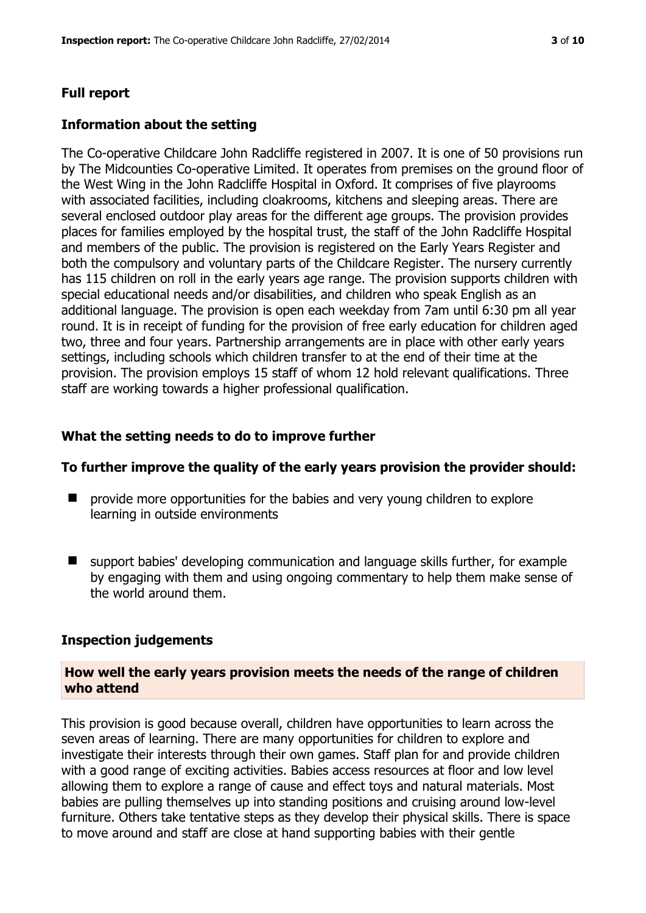## Full report

### Information about the setting

The Co-operative Childcare John Radcliffe registered in 2007. It is one of 50 provisions run by The Midcounties Co-operative Limited. It operates from premises on the ground floor of the West Wing in the John Radcliffe Hospital in Oxford. It comprises of five playrooms with associated facilities, including cloakrooms, kitchens and sleeping areas. There are several enclosed outdoor play areas for the different age groups. The provision provides places for families employed by the hospital trust, the staff of the John Radcliffe Hospital and members of the public. The provision is registered on the Early Years Register and both the compulsory and voluntary parts of the Childcare Register. The nursery currently has 115 children on roll in the early years age range. The provision supports children with special educational needs and/or disabilities, and children who speak English as an additional language. The provision is open each weekday from 7am until 6:30 pm all year round. It is in receipt of funding for the provision of free early education for children aged two, three and four years. Partnership arrangements are in place with other early years settings, including schools which children transfer to at the end of their time at the provision. The provision employs 15 staff of whom 12 hold relevant qualifications. Three staff are working towards a higher professional qualification.

### What the setting needs to do to improve further

**To further improve the quality of the early years provision the provider should:**

- provide more opportunities for the babies and very young children to explore learning in outside environments
- support babies' developing communication and language skills further, for example by engaging with them and using ongoing commentary to help them make sense of the world around them.

### Inspection judgements

#### How well the early years provision meets the needs of the range of children who attend

This provision is good because overall, children have opportunities to learn across the seven areas of learning. There are many opportunities for children to explore and investigate their interests through their own games. Staff plan for and provide children with a good range of exciting activities. Babies access resources at floor and low level allowing them to explore a range of cause and effect toys and natural materials. Most babies are pulling themselves up into standing positions and cruising around low-level furniture. Others take tentative steps as they develop their physical skills. There is space to move around and staff are close at hand supporting babies with their gentle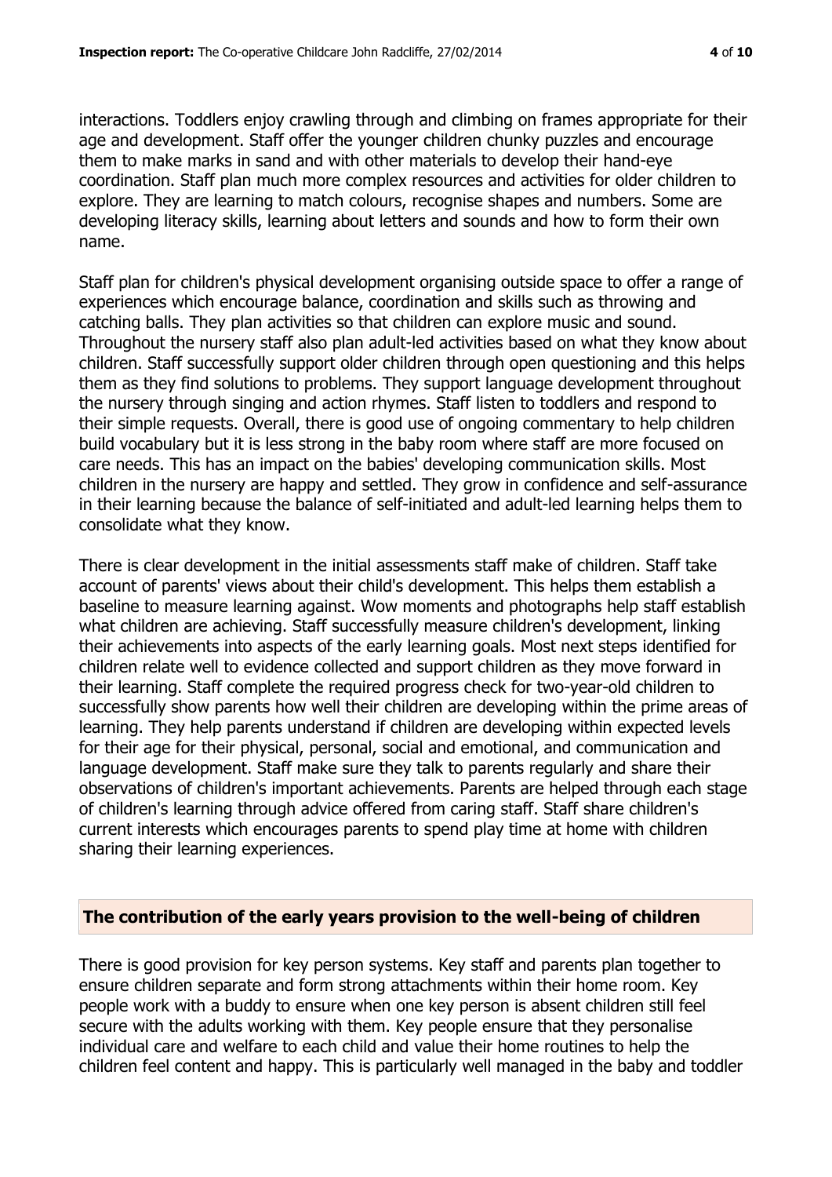interactions. Toddlers enjoy crawling through and climbing on frames appropriate for their age and development. Staff offer the younger children chunky puzzles and encourage them to make marks in sand and with other materials to develop their hand-eye coordination. Staff plan much more complex resources and activities for older children to explore. They are learning to match colours, recognise shapes and numbers. Some are developing literacy skills, learning about letters and sounds and how to form their own name.

Staff plan for children's physical development organising outside space to offer a range of experiences which encourage balance, coordination and skills such as throwing and catching balls. They plan activities so that children can explore music and sound. Throughout the nursery staff also plan adult-led activities based on what they know about children. Staff successfully support older children through open questioning and this helps them as they find solutions to problems. They support language development throughout the nursery through singing and action rhymes. Staff listen to toddlers and respond to their simple requests. Overall, there is good use of ongoing commentary to help children build vocabulary but it is less strong in the baby room where staff are more focused on care needs. This has an impact on the babies' developing communication skills. Most children in the nursery are happy and settled. They grow in confidence and self-assurance in their learning because the balance of self-initiated and adult-led learning helps them to consolidate what they know.

There is clear development in the initial assessments staff make of children. Staff take account of parents' views about their child's development. This helps them establish a baseline to measure learning against. Wow moments and photographs help staff establish what children are achieving. Staff successfully measure children's development, linking their achievements into aspects of the early learning goals. Most next steps identified for children relate well to evidence collected and support children as they move forward in their learning. Staff complete the required progress check for two-year-old children to successfully show parents how well their children are developing within the prime areas of learning. They help parents understand if children are developing within expected levels for their age for their physical, personal, social and emotional, and communication and language development. Staff make sure they talk to parents regularly and share their observations of children's important achievements. Parents are helped through each stage of children's learning through advice offered from caring staff. Staff share children's current interests which encourages parents to spend play time at home with children sharing their learning experiences.

## The contribution of the early years provision to the well-being of children

There is good provision for key person systems. Key staff and parents plan together to ensure children separate and form strong attachments within their home room. Key people work with a buddy to ensure when one key person is absent children still feel secure with the adults working with them. Key people ensure that they personalise individual care and welfare to each child and value their home routines to help the children feel content and happy. This is particularly well managed in the baby and toddler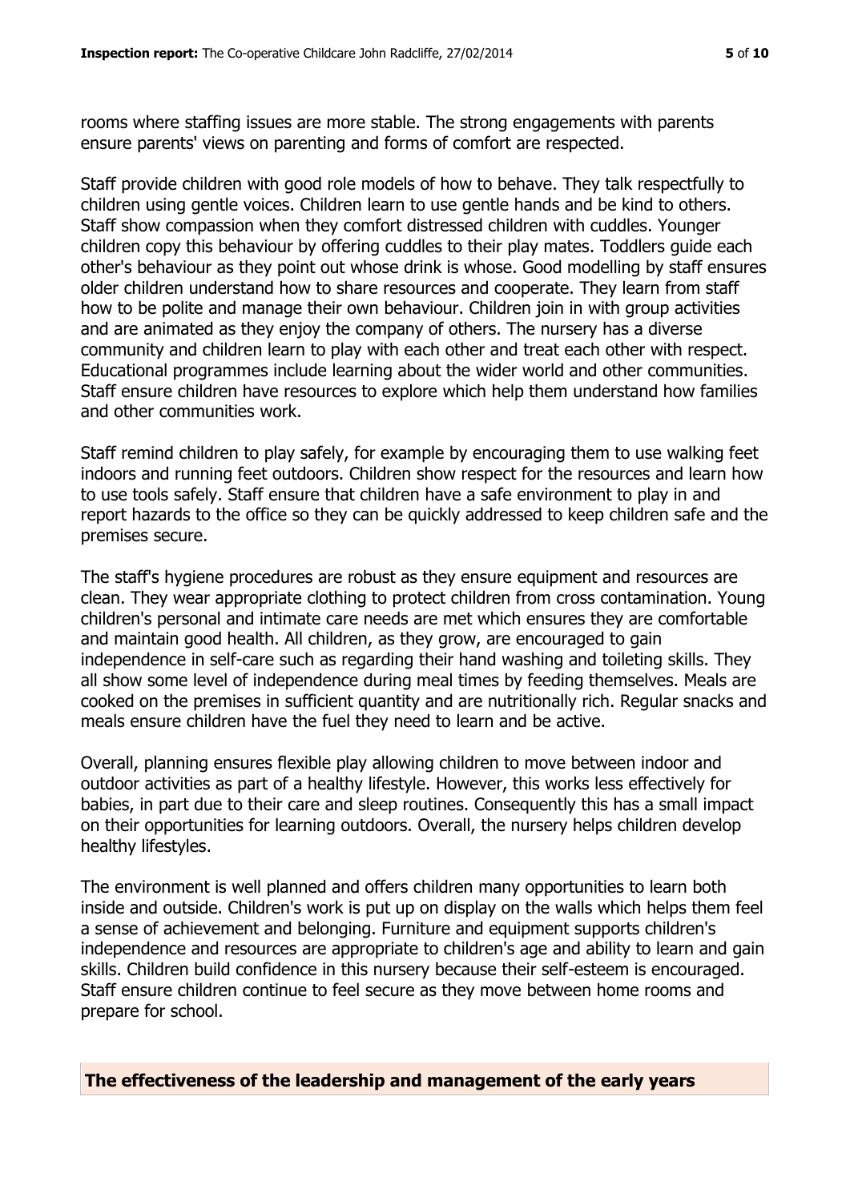rooms where staffing issues are more stable. The strong engagements with parents ensure parents' views on parenting and forms of comfort are respected.

Staff provide children with good role models of how to behave. They talk respectfully to children using gentle voices. Children learn to use gentle hands and be kind to others. Staff show compassion when they comfort distressed children with cuddles. Younger children copy this behaviour by offering cuddles to their play mates. Toddlers guide each other's behaviour as they point out whose drink is whose. Good modelling by staff ensures older children understand how to share resources and cooperate. They learn from staff how to be polite and manage their own behaviour. Children join in with group activities and are animated as they enjoy the company of others. The nursery has a diverse community and children learn to play with each other and treat each other with respect. Educational programmes include learning about the wider world and other communities. Staff ensure children have resources to explore which help them understand how families and other communities work.

Staff remind children to play safely, for example by encouraging them to use walking feet indoors and running feet outdoors. Children show respect for the resources and learn how to use tools safely. Staff ensure that children have a safe environment to play in and report hazards to the office so they can be quickly addressed to keep children safe and the premises secure.

The staff's hygiene procedures are robust as they ensure equipment and resources are clean. They wear appropriate clothing to protect children from cross contamination. Young children's personal and intimate care needs are met which ensures they are comfortable and maintain good health. All children, as they grow, are encouraged to gain independence in self-care such as regarding their hand washing and toileting skills. They all show some level of independence during meal times by feeding themselves. Meals are cooked on the premises in sufficient quantity and are nutritionally rich. Regular snacks and meals ensure children have the fuel they need to learn and be active.

Overall, planning ensures flexible play allowing children to move between indoor and outdoor activities as part of a healthy lifestyle. However, this works less effectively for babies, in part due to their care and sleep routines. Consequently this has a small impact on their opportunities for learning outdoors. Overall, the nursery helps children develop healthy lifestyles.

The environment is well planned and offers children many opportunities to learn both inside and outside. Children's work is put up on display on the walls which helps them feel a sense of achievement and belonging. Furniture and equipment supports children's independence and resources are appropriate to children's age and ability to learn and gain skills. Children build confidence in this nursery because their self-esteem is encouraged. Staff ensure children continue to feel secure as they move between home rooms and prepare for school.

## The effectiveness of the leadership and management of the early years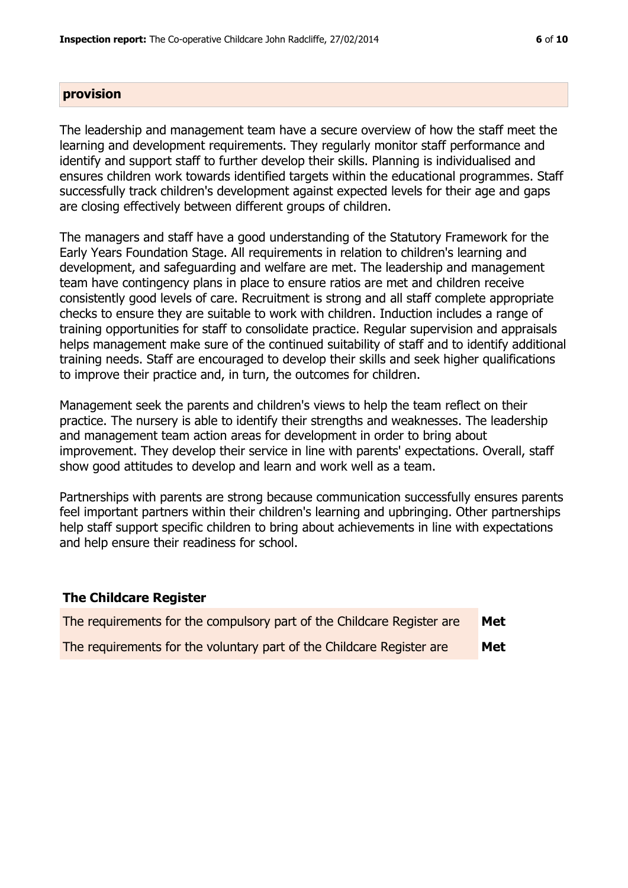## provision

The leadership and management team have a secure overview of how the staff meet the learning and development requirements. They regularly monitor staff performance and identify and support staff to further develop their skills. Planning is individualised and ensures children work towards identified targets within the educational programmes. Staff successfully track children's development against expected levels for their age and gaps are closing effectively between different groups of children.

The managers and staff have a good understanding of the Statutory Framework for the Early Years Foundation Stage. All requirements in relation to children's learning and development, and safeguarding and welfare are met. The leadership and management team have contingency plans in place to ensure ratios are met and children receive consistently good levels of care. Recruitment is strong and all staff complete appropriate checks to ensure they are suitable to work with children. Induction includes a range of training opportunities for staff to consolidate practice. Regular supervision and appraisals helps management make sure of the continued suitability of staff and to identify additional training needs. Staff are encouraged to develop their skills and seek higher qualifications to improve their practice and, in turn, the outcomes for children.

Management seek the parents and children's views to help the team reflect on their practice. The nursery is able to identify their strengths and weaknesses. The leadership and management team action areas for development in order to bring about improvement. They develop their service in line with parents' expectations. Overall, staff show good attitudes to develop and learn and work well as a team.

Partnerships with parents are strong because communication successfully ensures parents feel important partners within their children's learning and upbringing. Other partnerships help staff support specific children to bring about achievements in line with expectations and help ensure their readiness for school.

## The Childcare Register

| | |
|---|---|
| The requirements for the compulsory part of the Childcare Register are | **Met** |
| The requirements for the voluntary part of the Childcare Register are | **Met** |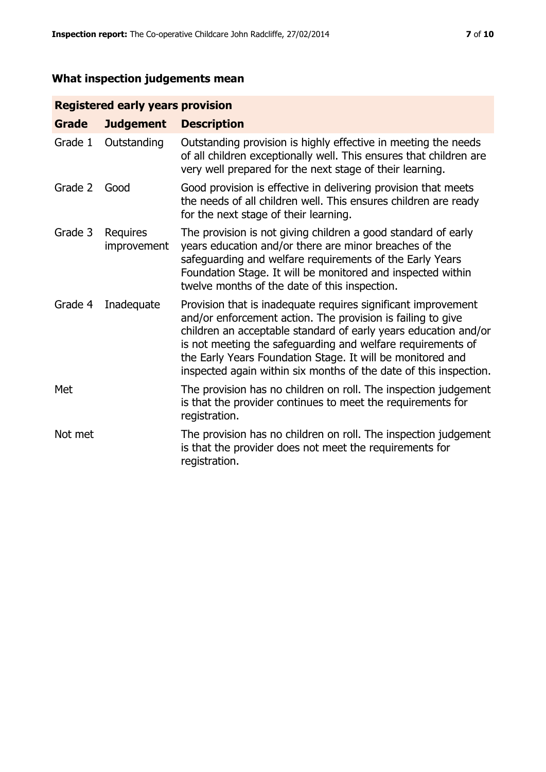## What inspection judgements mean

| Registered early years provision | | |
|---|---|---|
| **Grade** | **Judgement** | **Description** |
| Grade 1 | Outstanding | Outstanding provision is highly effective in meeting the needs of all children exceptionally well. This ensures that children are very well prepared for the next stage of their learning. |
| Grade 2 | Good | Good provision is effective in delivering provision that meets the needs of all children well. This ensures children are ready for the next stage of their learning. |
| Grade 3 | Requires improvement | The provision is not giving children a good standard of early years education and/or there are minor breaches of the safeguarding and welfare requirements of the Early Years Foundation Stage. It will be monitored and inspected within twelve months of the date of this inspection. |
| Grade 4 | Inadequate | Provision that is inadequate requires significant improvement and/or enforcement action. The provision is failing to give children an acceptable standard of early years education and/or is not meeting the safeguarding and welfare requirements of the Early Years Foundation Stage. It will be monitored and inspected again within six months of the date of this inspection. |
| Met | | The provision has no children on roll. The inspection judgement is that the provider continues to meet the requirements for registration. |
| Not met | | The provision has no children on roll. The inspection judgement is that the provider does not meet the requirements for registration. |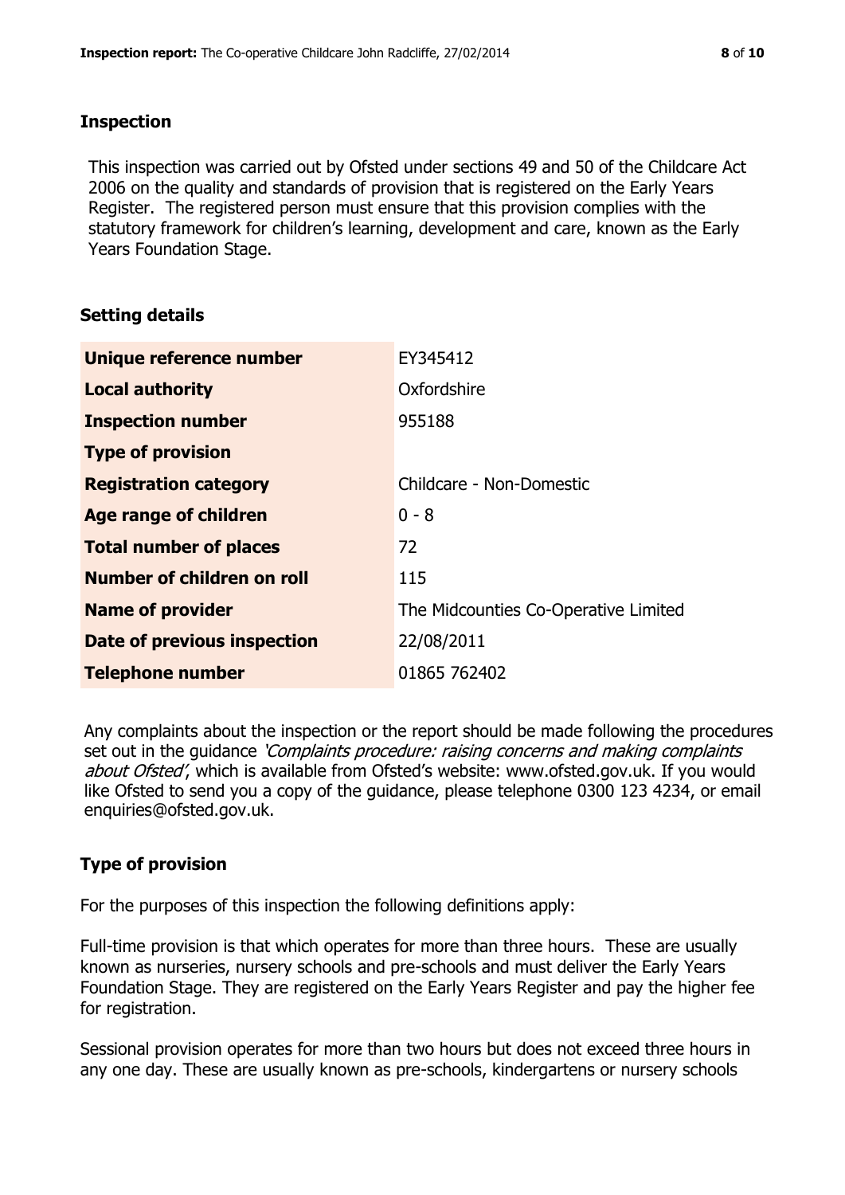## Inspection

This inspection was carried out by Ofsted under sections 49 and 50 of the Childcare Act 2006 on the quality and standards of provision that is registered on the Early Years Register. The registered person must ensure that this provision complies with the statutory framework for children's learning, development and care, known as the Early Years Foundation Stage.

## Setting details

| | |
|---|---|
| **Unique reference number** | EY345412 |
| **Local authority** | Oxfordshire |
| **Inspection number** | 955188 |
| **Type of provision** | |
| **Registration category** | Childcare - Non-Domestic |
| **Age range of children** | 0 - 8 |
| **Total number of places** | 72 |
| **Number of children on roll** | 115 |
| **Name of provider** | The Midcounties Co-Operative Limited |
| **Date of previous inspection** | 22/08/2011 |
| **Telephone number** | 01865 762402 |

Any complaints about the inspection or the report should be made following the procedures set out in the guidance *'Complaints procedure: raising concerns and making complaints about Ofsted'*, which is available from Ofsted's website: www.ofsted.gov.uk. If you would like Ofsted to send you a copy of the guidance, please telephone 0300 123 4234, or email enquiries@ofsted.gov.uk.

## Type of provision

For the purposes of this inspection the following definitions apply:

Full-time provision is that which operates for more than three hours. These are usually known as nurseries, nursery schools and pre-schools and must deliver the Early Years Foundation Stage. They are registered on the Early Years Register and pay the higher fee for registration.

Sessional provision operates for more than two hours but does not exceed three hours in any one day. These are usually known as pre-schools, kindergartens or nursery schools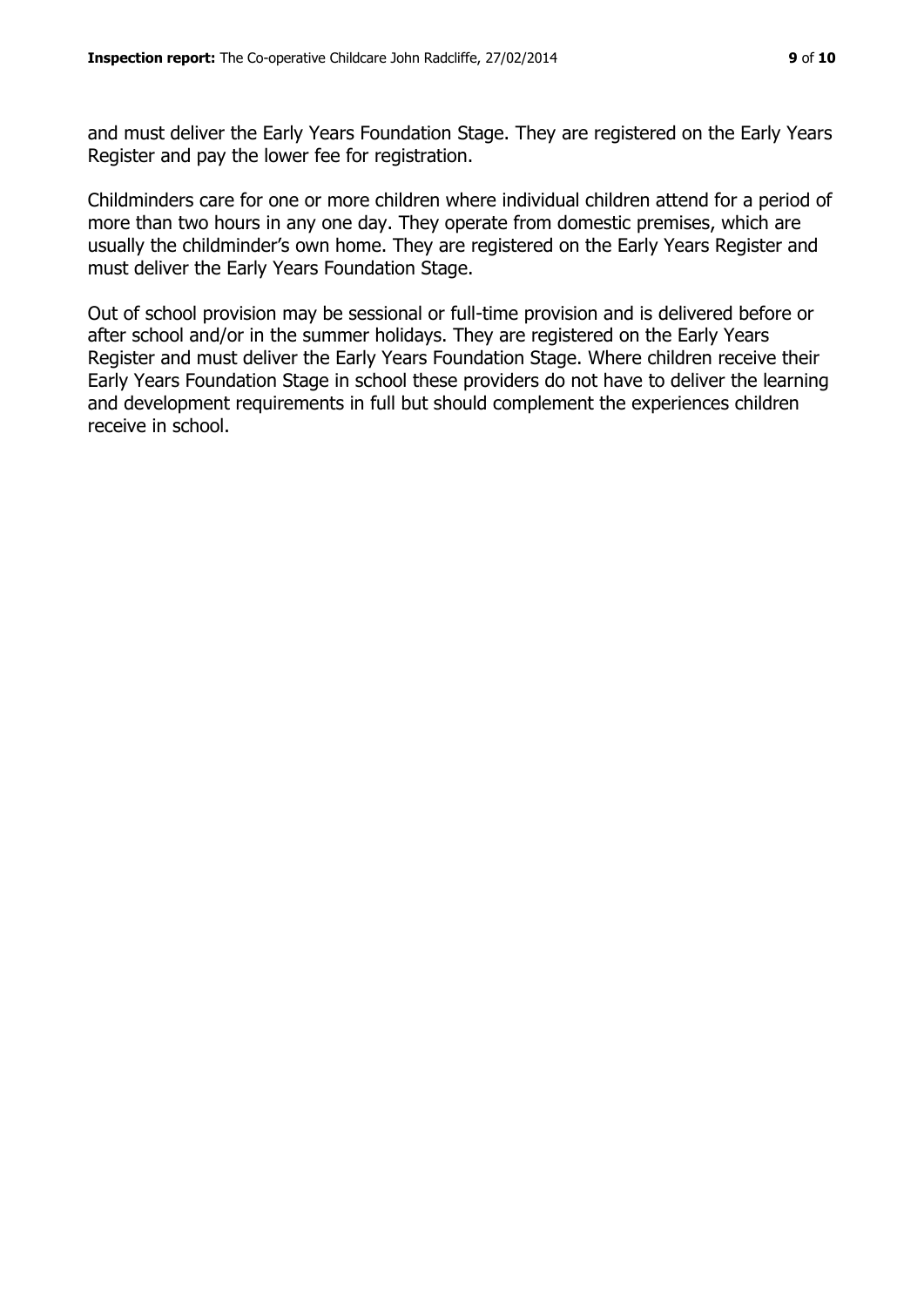and must deliver the Early Years Foundation Stage. They are registered on the Early Years Register and pay the lower fee for registration.

Childminders care for one or more children where individual children attend for a period of more than two hours in any one day. They operate from domestic premises, which are usually the childminder's own home. They are registered on the Early Years Register and must deliver the Early Years Foundation Stage.

Out of school provision may be sessional or full-time provision and is delivered before or after school and/or in the summer holidays. They are registered on the Early Years Register and must deliver the Early Years Foundation Stage. Where children receive their Early Years Foundation Stage in school these providers do not have to deliver the learning and development requirements in full but should complement the experiences children receive in school.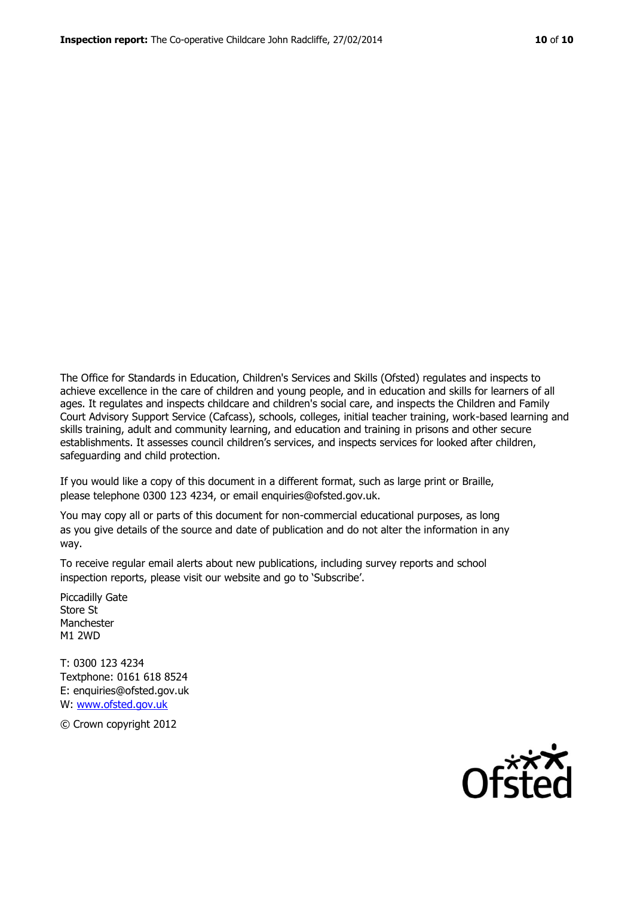The Office for Standards in Education, Children's Services and Skills (Ofsted) regulates and inspects to achieve excellence in the care of children and young people, and in education and skills for learners of all ages. It regulates and inspects childcare and children's social care, and inspects the Children and Family Court Advisory Support Service (Cafcass), schools, colleges, initial teacher training, work-based learning and skills training, adult and community learning, and education and training in prisons and other secure establishments. It assesses council children's services, and inspects services for looked after children, safeguarding and child protection.

If you would like a copy of this document in a different format, such as large print or Braille, please telephone 0300 123 4234, or email enquiries@ofsted.gov.uk.

You may copy all or parts of this document for non-commercial educational purposes, as long as you give details of the source and date of publication and do not alter the information in any way.

To receive regular email alerts about new publications, including survey reports and school inspection reports, please visit our website and go to 'Subscribe'.

Piccadilly Gate
Store St
Manchester
M1 2WD

T: 0300 123 4234
Textphone: 0161 618 8524
E: enquiries@ofsted.gov.uk
W: www.ofsted.gov.uk

© Crown copyright 2012

Ofsted